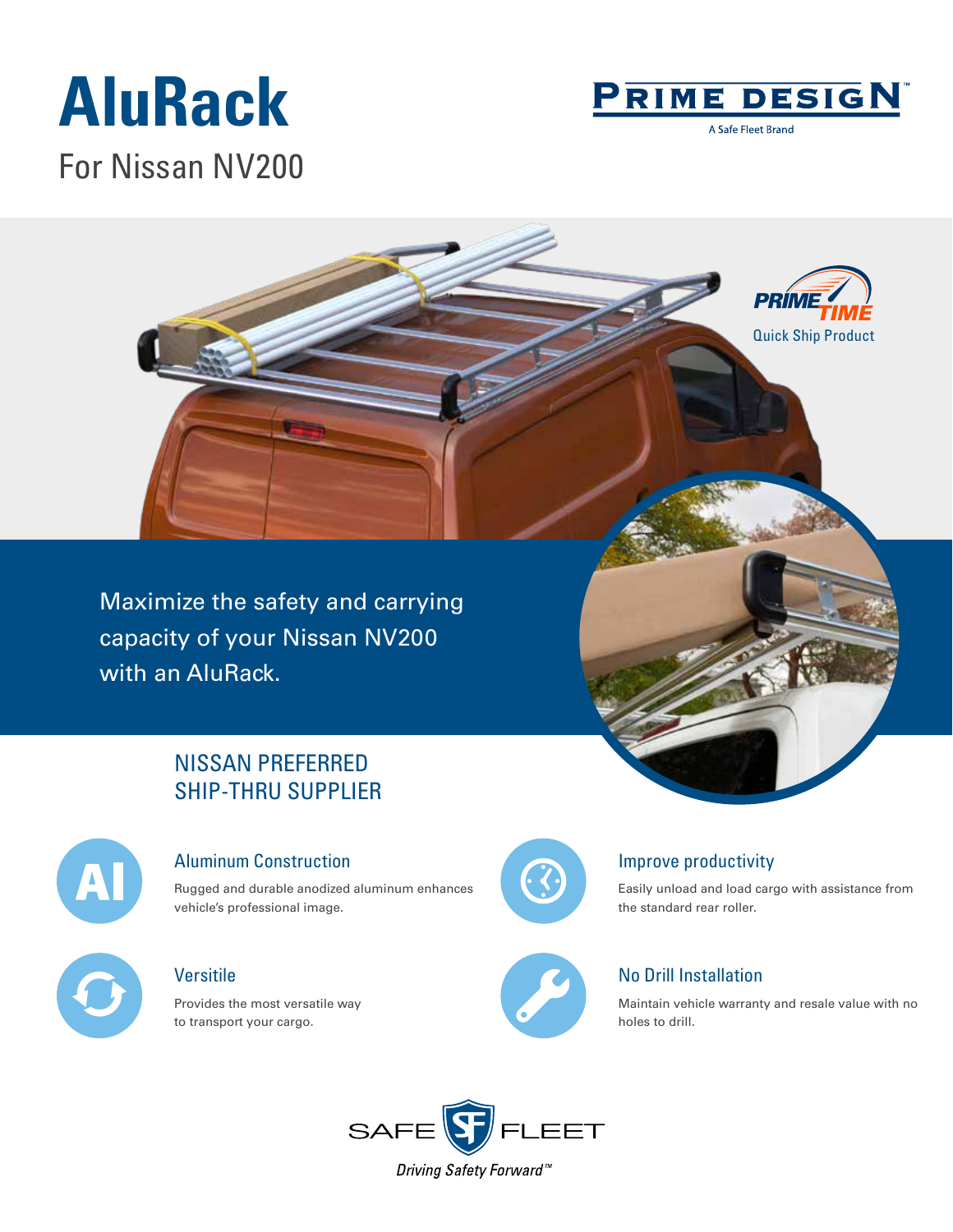# AluRack

## For Nissan NV200

PRIME DESIGN

A Safe Fleet Brand

PRIME TIME

Quick Ship Product

Maximize the safety and carrying capacity of your Nissan NV200 with an AluRack.

## NISSAN PREFERRED SHIP-THRU SUPPLIER

### Aluminum Construction

Rugged and durable anodized aluminum enhances vehicle's professional image.

### Improve productivity

Easily unload and load cargo with assistance from the standard rear roller.

### Versitile

Provides the most versatile way to transport your cargo.

### No Drill Installation

Maintain vehicle warranty and resale value with no holes to drill.

SAFE FLEET

*Driving Safety Forward™*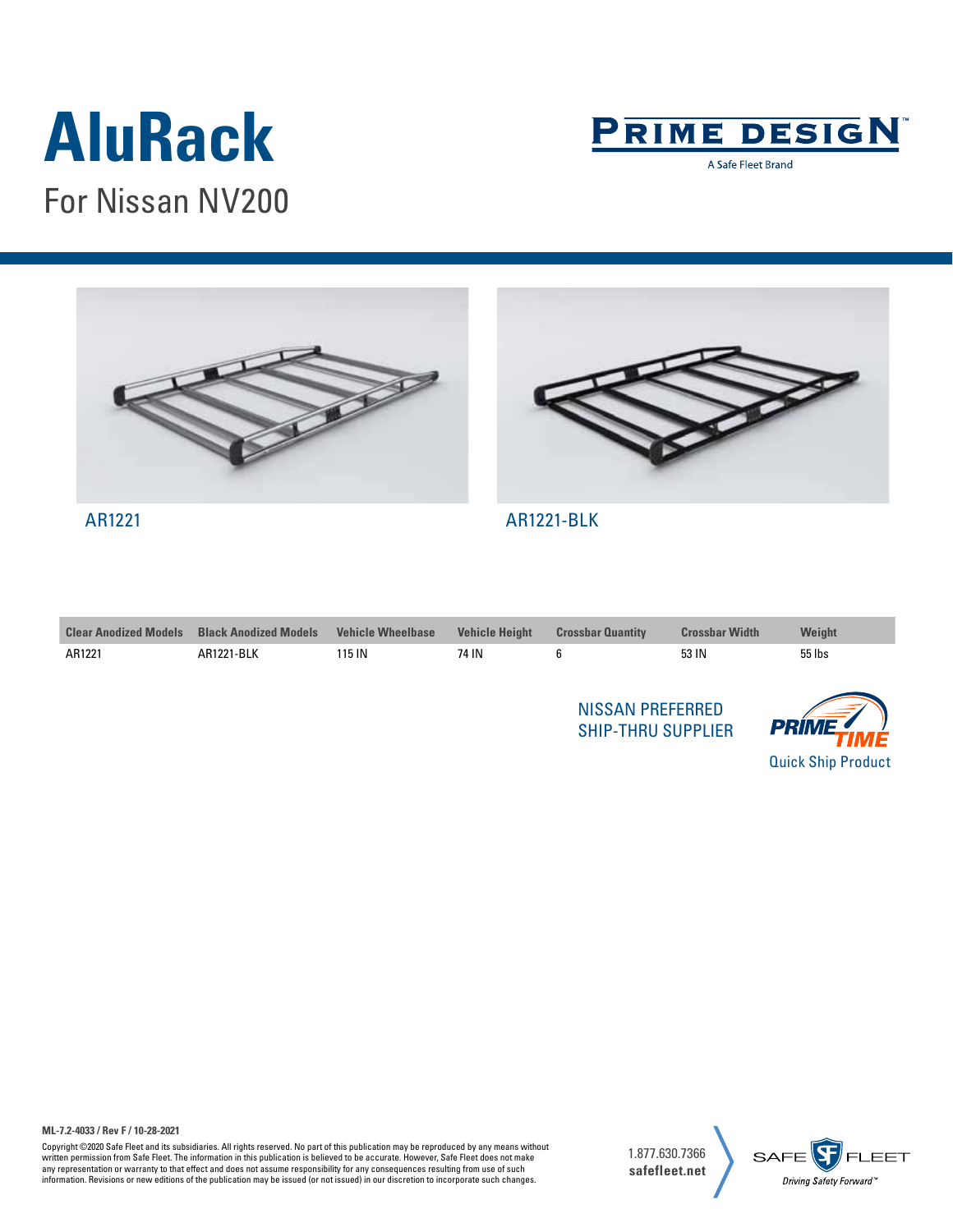# AluRack

## For Nissan NV200

PRIME DESIGN™

A Safe Fleet Brand

AR1221

AR1221-BLK

| Clear Anodized Models | Black Anodized Models | Vehicle Wheelbase | Vehicle Height | Crossbar Quantity | Crossbar Width | Weight |
|---|---|---|---|---|---|---|
| AR1221 | AR1221-BLK | 115 IN | 74 IN | 6 | 53 IN | 55 lbs |

NISSAN PREFERRED SHIP-THRU SUPPLIER

PRIME TIME Quick Ship Product

ML-7.2-4033 / Rev F / 10-28-2021

Copyright ©2020 Safe Fleet and its subsidiaries. All rights reserved. No part of this publication may be reproduced by any means without written permission from Safe Fleet. The information in this publication is believed to be accurate. However, Safe Fleet does not make any representation or warranty to that effect and does not assume responsibility for any consequences resulting from use of such information. Revisions or new editions of the publication may be issued (or not issued) in our discretion to incorporate such changes.

1.877.630.7366
**safefleet.net**

SAFE FLEET
*Driving Safety Forward™*